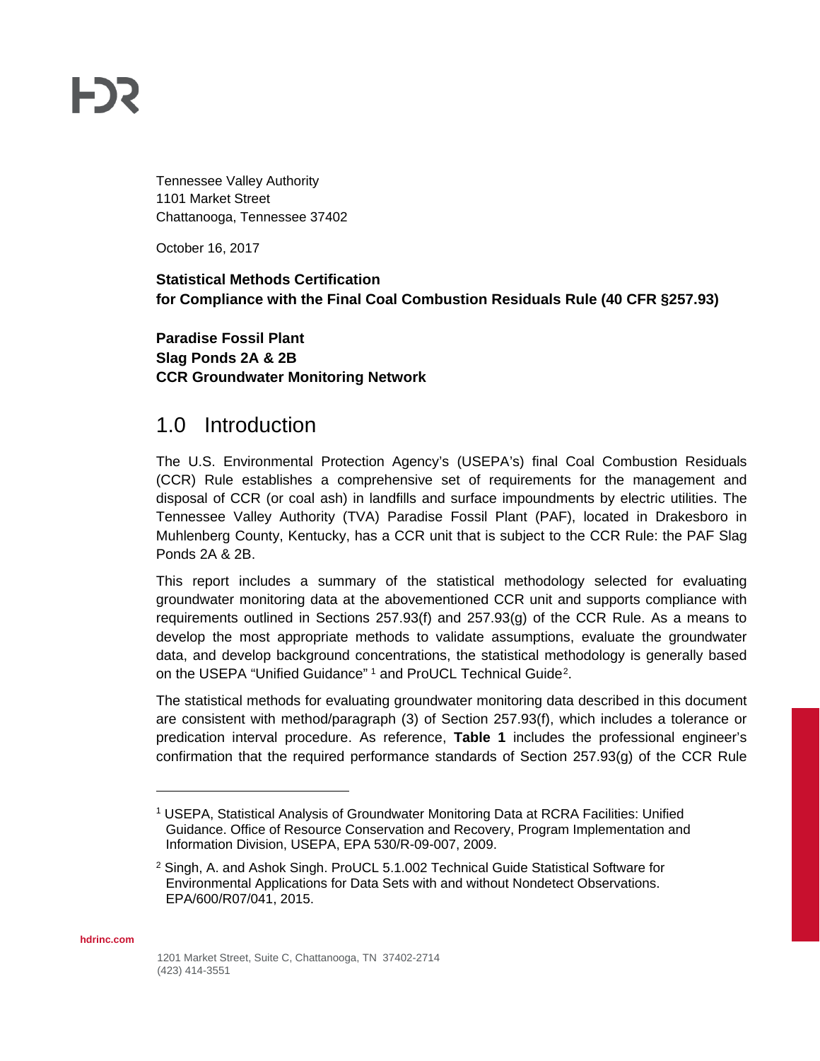Tennessee Valley Authority
1101 Market Street
Chattanooga, Tennessee 37402

October 16, 2017

**Statistical Methods Certification**
**for Compliance with the Final Coal Combustion Residuals Rule (40 CFR §257.93)**

**Paradise Fossil Plant**
**Slag Ponds 2A & 2B**
**CCR Groundwater Monitoring Network**

# 1.0 Introduction

The U.S. Environmental Protection Agency's (USEPA's) final Coal Combustion Residuals (CCR) Rule establishes a comprehensive set of requirements for the management and disposal of CCR (or coal ash) in landfills and surface impoundments by electric utilities. The Tennessee Valley Authority (TVA) Paradise Fossil Plant (PAF), located in Drakesboro in Muhlenberg County, Kentucky, has a CCR unit that is subject to the CCR Rule: the PAF Slag Ponds 2A & 2B.

This report includes a summary of the statistical methodology selected for evaluating groundwater monitoring data at the abovementioned CCR unit and supports compliance with requirements outlined in Sections 257.93(f) and 257.93(g) of the CCR Rule. As a means to develop the most appropriate methods to validate assumptions, evaluate the groundwater data, and develop background concentrations, the statistical methodology is generally based on the USEPA "Unified Guidance" [1] and ProUCL Technical Guide[2].

The statistical methods for evaluating groundwater monitoring data described in this document are consistent with method/paragraph (3) of Section 257.93(f), which includes a tolerance or predication interval procedure. As reference, **Table 1** includes the professional engineer's confirmation that the required performance standards of Section 257.93(g) of the CCR Rule

---

[1] USEPA, Statistical Analysis of Groundwater Monitoring Data at RCRA Facilities: Unified Guidance. Office of Resource Conservation and Recovery, Program Implementation and Information Division, USEPA, EPA 530/R-09-007, 2009.

[2] Singh, A. and Ashok Singh. ProUCL 5.1.002 Technical Guide Statistical Software for Environmental Applications for Data Sets with and without Nondetect Observations. EPA/600/R07/041, 2015.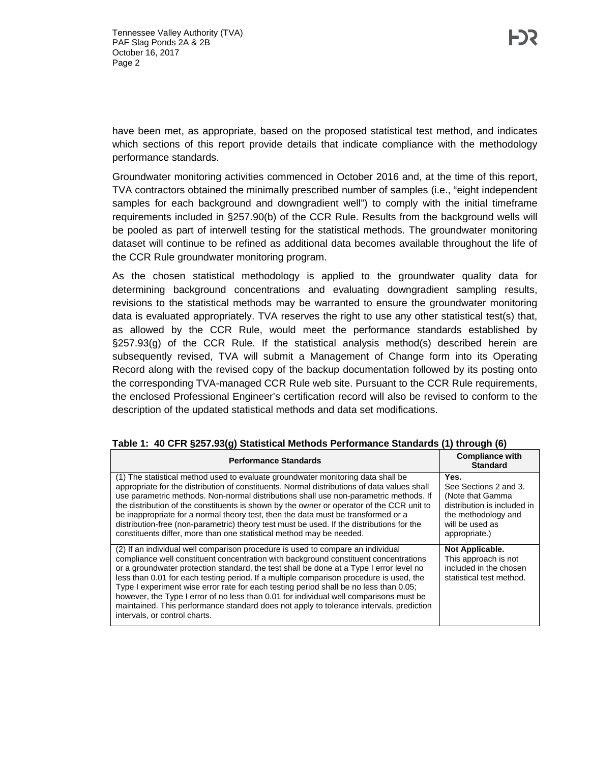have been met, as appropriate, based on the proposed statistical test method, and indicates which sections of this report provide details that indicate compliance with the methodology performance standards.

Groundwater monitoring activities commenced in October 2016 and, at the time of this report, TVA contractors obtained the minimally prescribed number of samples (i.e., "eight independent samples for each background and downgradient well") to comply with the initial timeframe requirements included in §257.90(b) of the CCR Rule. Results from the background wells will be pooled as part of interwell testing for the statistical methods. The groundwater monitoring dataset will continue to be refined as additional data becomes available throughout the life of the CCR Rule groundwater monitoring program.

As the chosen statistical methodology is applied to the groundwater quality data for determining background concentrations and evaluating downgradient sampling results, revisions to the statistical methods may be warranted to ensure the groundwater monitoring data is evaluated appropriately. TVA reserves the right to use any other statistical test(s) that, as allowed by the CCR Rule, would meet the performance standards established by §257.93(g) of the CCR Rule. If the statistical analysis method(s) described herein are subsequently revised, TVA will submit a Management of Change form into its Operating Record along with the revised copy of the backup documentation followed by its posting onto the corresponding TVA-managed CCR Rule web site. Pursuant to the CCR Rule requirements, the enclosed Professional Engineer's certification record will also be revised to conform to the description of the updated statistical methods and data set modifications.

**Table 1: 40 CFR §257.93(g) Statistical Methods Performance Standards (1) through (6)**

| Performance Standards | Compliance with Standard |
|---|---|
| (1) The statistical method used to evaluate groundwater monitoring data shall be appropriate for the distribution of constituents. Normal distributions of data values shall use parametric methods. Non-normal distributions shall use non-parametric methods. If the distribution of the constituents is shown by the owner or operator of the CCR unit to be inappropriate for a normal theory test, then the data must be transformed or a distribution-free (non-parametric) theory test must be used. If the distributions for the constituents differ, more than one statistical method may be needed. | **Yes.** See Sections 2 and 3. (Note that Gamma distribution is included in the methodology and will be used as appropriate.) |
| (2) If an individual well comparison procedure is used to compare an individual compliance well constituent concentration with background constituent concentrations or a groundwater protection standard, the test shall be done at a Type I error level no less than 0.01 for each testing period. If a multiple comparison procedure is used, the Type I experiment wise error rate for each testing period shall be no less than 0.05; however, the Type I error of no less than 0.01 for individual well comparisons must be maintained. This performance standard does not apply to tolerance intervals, prediction intervals, or control charts. | **Not Applicable.** This approach is not included in the chosen statistical test method. |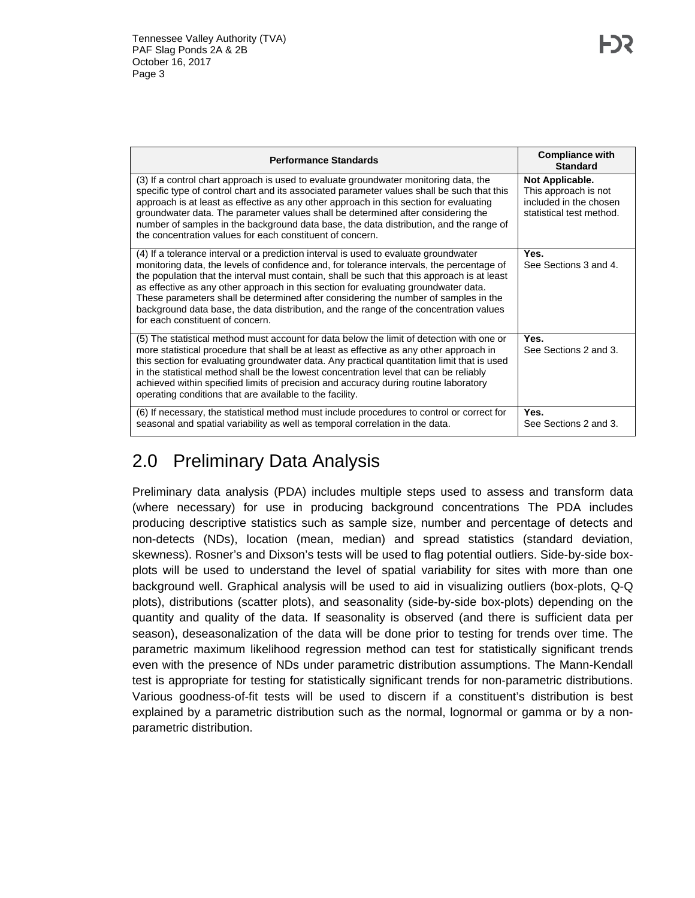| Performance Standards | Compliance with Standard |
|---|---|
| (3) If a control chart approach is used to evaluate groundwater monitoring data, the specific type of control chart and its associated parameter values shall be such that this approach is at least as effective as any other approach in this section for evaluating groundwater data. The parameter values shall be determined after considering the number of samples in the background data base, the data distribution, and the range of the concentration values for each constituent of concern. | **Not Applicable.** This approach is not included in the chosen statistical test method. |
| (4) If a tolerance interval or a prediction interval is used to evaluate groundwater monitoring data, the levels of confidence and, for tolerance intervals, the percentage of the population that the interval must contain, shall be such that this approach is at least as effective as any other approach in this section for evaluating groundwater data. These parameters shall be determined after considering the number of samples in the background data base, the data distribution, and the range of the concentration values for each constituent of concern. | **Yes.** See Sections 3 and 4. |
| (5) The statistical method must account for data below the limit of detection with one or more statistical procedure that shall be at least as effective as any other approach in this section for evaluating groundwater data. Any practical quantitation limit that is used in the statistical method shall be the lowest concentration level that can be reliably achieved within specified limits of precision and accuracy during routine laboratory operating conditions that are available to the facility. | **Yes.** See Sections 2 and 3. |
| (6) If necessary, the statistical method must include procedures to control or correct for seasonal and spatial variability as well as temporal correlation in the data. | **Yes.** See Sections 2 and 3. |

# 2.0 Preliminary Data Analysis

Preliminary data analysis (PDA) includes multiple steps used to assess and transform data (where necessary) for use in producing background concentrations The PDA includes producing descriptive statistics such as sample size, number and percentage of detects and non-detects (NDs), location (mean, median) and spread statistics (standard deviation, skewness). Rosner's and Dixson's tests will be used to flag potential outliers. Side-by-side box-plots will be used to understand the level of spatial variability for sites with more than one background well. Graphical analysis will be used to aid in visualizing outliers (box-plots, Q-Q plots), distributions (scatter plots), and seasonality (side-by-side box-plots) depending on the quantity and quality of the data. If seasonality is observed (and there is sufficient data per season), deseasonalization of the data will be done prior to testing for trends over time. The parametric maximum likelihood regression method can test for statistically significant trends even with the presence of NDs under parametric distribution assumptions. The Mann-Kendall test is appropriate for testing for statistically significant trends for non-parametric distributions. Various goodness-of-fit tests will be used to discern if a constituent's distribution is best explained by a parametric distribution such as the normal, lognormal or gamma or by a non-parametric distribution.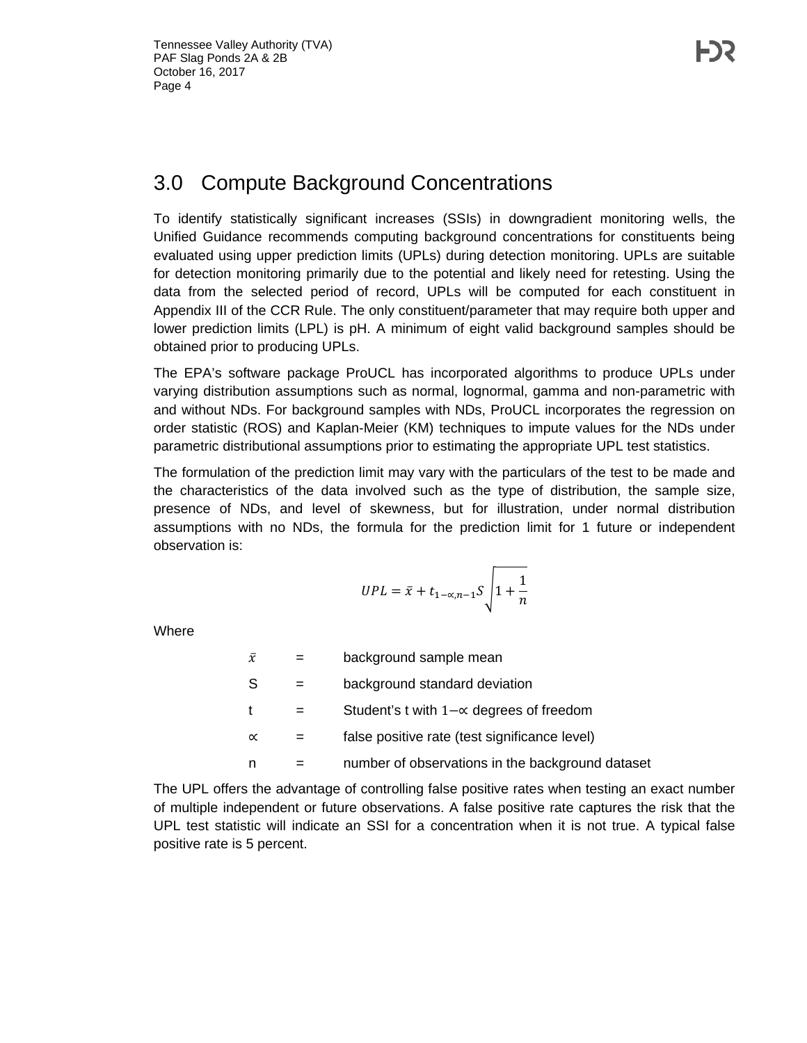# 3.0 Compute Background Concentrations

To identify statistically significant increases (SSIs) in downgradient monitoring wells, the Unified Guidance recommends computing background concentrations for constituents being evaluated using upper prediction limits (UPLs) during detection monitoring. UPLs are suitable for detection monitoring primarily due to the potential and likely need for retesting. Using the data from the selected period of record, UPLs will be computed for each constituent in Appendix III of the CCR Rule. The only constituent/parameter that may require both upper and lower prediction limits (LPL) is pH. A minimum of eight valid background samples should be obtained prior to producing UPLs.

The EPA's software package ProUCL has incorporated algorithms to produce UPLs under varying distribution assumptions such as normal, lognormal, gamma and non-parametric with and without NDs. For background samples with NDs, ProUCL incorporates the regression on order statistic (ROS) and Kaplan-Meier (KM) techniques to impute values for the NDs under parametric distributional assumptions prior to estimating the appropriate UPL test statistics.

The formulation of the prediction limit may vary with the particulars of the test to be made and the characteristics of the data involved such as the type of distribution, the sample size, presence of NDs, and level of skewness, but for illustration, under normal distribution assumptions with no NDs, the formula for the prediction limit for 1 future or independent observation is:

$$UPL = \bar{x} + t_{1-\propto,n-1} S \sqrt{1 + \frac{1}{n}}$$

Where

| | | |
|---|---|---|
| $\bar{x}$ | = | background sample mean |
| S | = | background standard deviation |
| t | = | Student's t with $1-\propto$ degrees of freedom |
| $\propto$ | = | false positive rate (test significance level) |
| n | = | number of observations in the background dataset |

The UPL offers the advantage of controlling false positive rates when testing an exact number of multiple independent or future observations. A false positive rate captures the risk that the UPL test statistic will indicate an SSI for a concentration when it is not true. A typical false positive rate is 5 percent.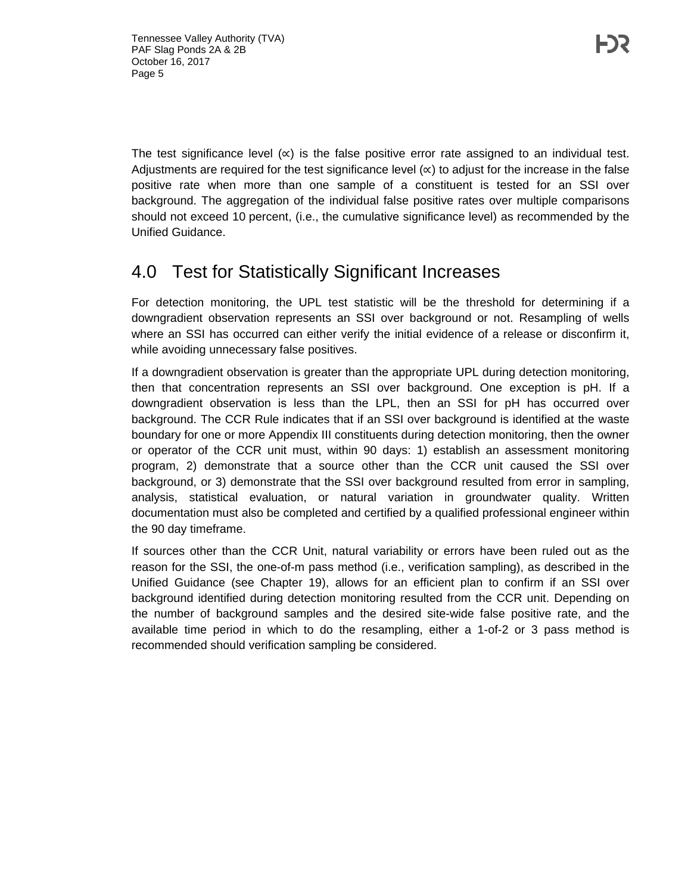The test significance level (∝) is the false positive error rate assigned to an individual test. Adjustments are required for the test significance level (∝) to adjust for the increase in the false positive rate when more than one sample of a constituent is tested for an SSI over background. The aggregation of the individual false positive rates over multiple comparisons should not exceed 10 percent, (i.e., the cumulative significance level) as recommended by the Unified Guidance.

# 4.0 Test for Statistically Significant Increases

For detection monitoring, the UPL test statistic will be the threshold for determining if a downgradient observation represents an SSI over background or not. Resampling of wells where an SSI has occurred can either verify the initial evidence of a release or disconfirm it, while avoiding unnecessary false positives.

If a downgradient observation is greater than the appropriate UPL during detection monitoring, then that concentration represents an SSI over background. One exception is pH. If a downgradient observation is less than the LPL, then an SSI for pH has occurred over background. The CCR Rule indicates that if an SSI over background is identified at the waste boundary for one or more Appendix III constituents during detection monitoring, then the owner or operator of the CCR unit must, within 90 days: 1) establish an assessment monitoring program, 2) demonstrate that a source other than the CCR unit caused the SSI over background, or 3) demonstrate that the SSI over background resulted from error in sampling, analysis, statistical evaluation, or natural variation in groundwater quality. Written documentation must also be completed and certified by a qualified professional engineer within the 90 day timeframe.

If sources other than the CCR Unit, natural variability or errors have been ruled out as the reason for the SSI, the one-of-m pass method (i.e., verification sampling), as described in the Unified Guidance (see Chapter 19), allows for an efficient plan to confirm if an SSI over background identified during detection monitoring resulted from the CCR unit. Depending on the number of background samples and the desired site-wide false positive rate, and the available time period in which to do the resampling, either a 1-of-2 or 3 pass method is recommended should verification sampling be considered.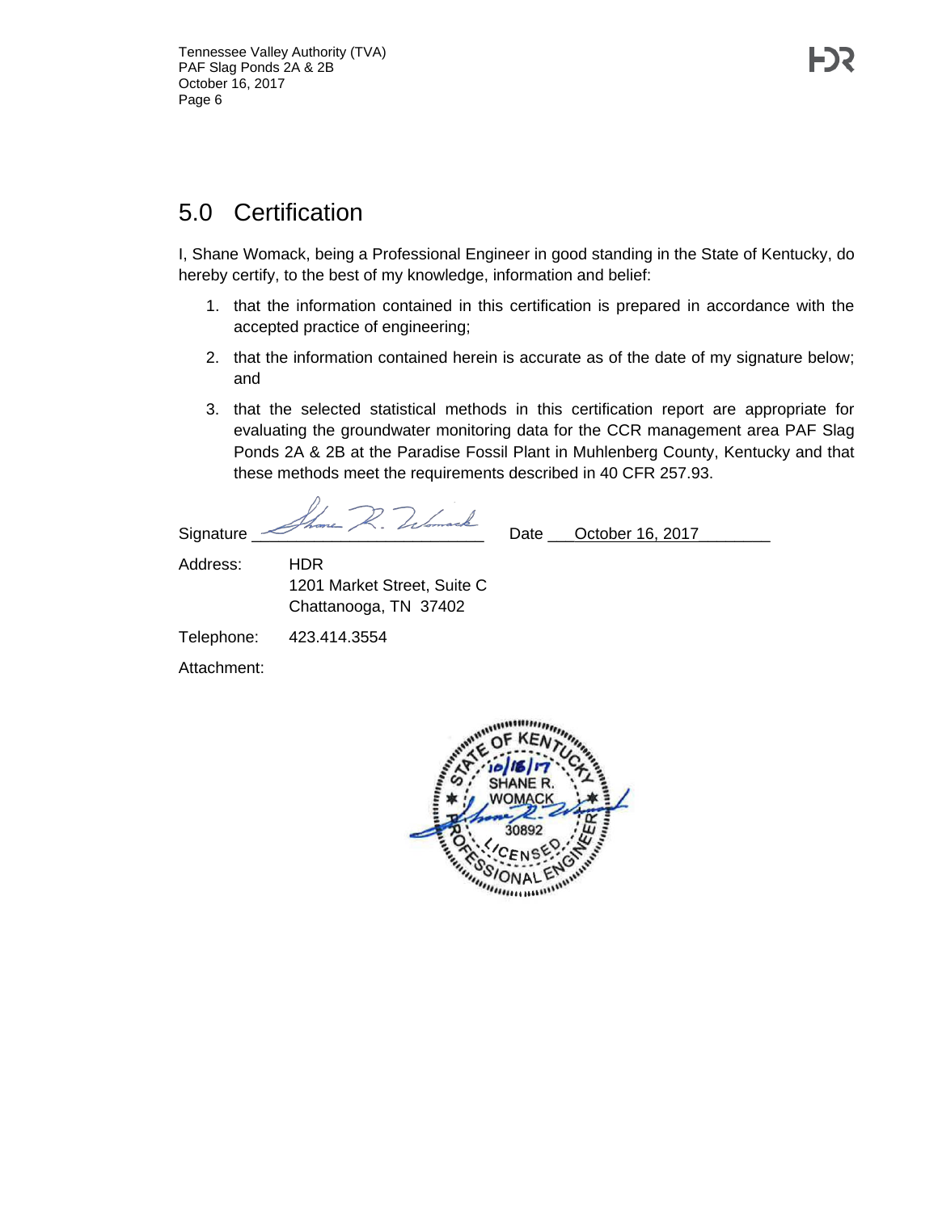## 5.0 Certification

I, Shane Womack, being a Professional Engineer in good standing in the State of Kentucky, do hereby certify, to the best of my knowledge, information and belief:

1. that the information contained in this certification is prepared in accordance with the accepted practice of engineering;
2. that the information contained herein is accurate as of the date of my signature below; and
3. that the selected statistical methods in this certification report are appropriate for evaluating the groundwater monitoring data for the CCR management area PAF Slag Ponds 2A & 2B at the Paradise Fossil Plant in Muhlenberg County, Kentucky and that these methods meet the requirements described in 40 CFR 257.93.

Signature \_\_\_\_\_\_\_\_\_\_\_\_\_\_\_\_\_\_\_\_\_\_\_\_ Date \_\_\_October 16, 2017\_\_\_\_\_\_\_\_

Address: HDR
1201 Market Street, Suite C
Chattanooga, TN 37402

Telephone: 423.414.3554

Attachment:

STATE OF KENTUCKY
10/16/17
SHANE R.
WOMACK
30892
LICENSED
PROFESSIONAL ENGINEER